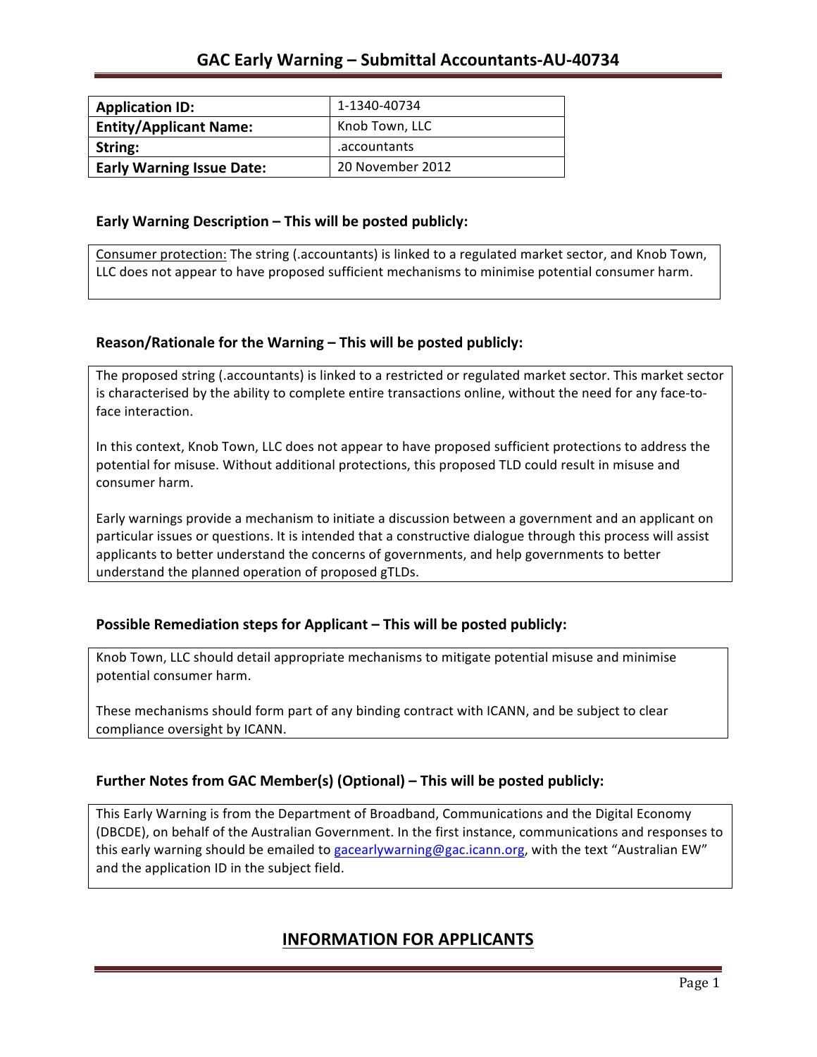# GAC Early Warning – Submittal Accountants-AU-40734

| Application ID: | 1-1340-40734 |
|---|---|
| Entity/Applicant Name: | Knob Town, LLC |
| String: | .accountants |
| Early Warning Issue Date: | 20 November 2012 |

### Early Warning Description – This will be posted publicly:

Consumer protection: The string (.accountants) is linked to a regulated market sector, and Knob Town, LLC does not appear to have proposed sufficient mechanisms to minimise potential consumer harm.

### Reason/Rationale for the Warning – This will be posted publicly:

The proposed string (.accountants) is linked to a restricted or regulated market sector. This market sector is characterised by the ability to complete entire transactions online, without the need for any face-to-face interaction.

In this context, Knob Town, LLC does not appear to have proposed sufficient protections to address the potential for misuse. Without additional protections, this proposed TLD could result in misuse and consumer harm.

Early warnings provide a mechanism to initiate a discussion between a government and an applicant on particular issues or questions. It is intended that a constructive dialogue through this process will assist applicants to better understand the concerns of governments, and help governments to better understand the planned operation of proposed gTLDs.

### Possible Remediation steps for Applicant – This will be posted publicly:

Knob Town, LLC should detail appropriate mechanisms to mitigate potential misuse and minimise potential consumer harm.

These mechanisms should form part of any binding contract with ICANN, and be subject to clear compliance oversight by ICANN.

### Further Notes from GAC Member(s) (Optional) – This will be posted publicly:

This Early Warning is from the Department of Broadband, Communications and the Digital Economy (DBCDE), on behalf of the Australian Government. In the first instance, communications and responses to this early warning should be emailed to gacearlywarning@gac.icann.org, with the text "Australian EW" and the application ID in the subject field.

## INFORMATION FOR APPLICANTS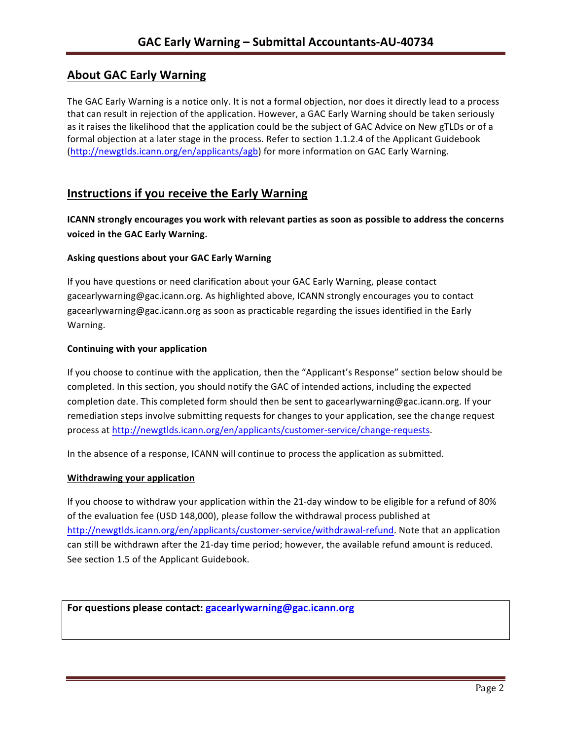## About GAC Early Warning

The GAC Early Warning is a notice only. It is not a formal objection, nor does it directly lead to a process that can result in rejection of the application. However, a GAC Early Warning should be taken seriously as it raises the likelihood that the application could be the subject of GAC Advice on New gTLDs or of a formal objection at a later stage in the process. Refer to section 1.1.2.4 of the Applicant Guidebook (http://newgtlds.icann.org/en/applicants/agb) for more information on GAC Early Warning.

## Instructions if you receive the Early Warning

**ICANN strongly encourages you work with relevant parties as soon as possible to address the concerns voiced in the GAC Early Warning.**

### Asking questions about your GAC Early Warning

If you have questions or need clarification about your GAC Early Warning, please contact gacearlywarning@gac.icann.org. As highlighted above, ICANN strongly encourages you to contact gacearlywarning@gac.icann.org as soon as practicable regarding the issues identified in the Early Warning.

### Continuing with your application

If you choose to continue with the application, then the "Applicant's Response" section below should be completed. In this section, you should notify the GAC of intended actions, including the expected completion date. This completed form should then be sent to gacearlywarning@gac.icann.org. If your remediation steps involve submitting requests for changes to your application, see the change request process at http://newgtlds.icann.org/en/applicants/customer-service/change-requests.

In the absence of a response, ICANN will continue to process the application as submitted.

### Withdrawing your application

If you choose to withdraw your application within the 21-day window to be eligible for a refund of 80% of the evaluation fee (USD 148,000), please follow the withdrawal process published at http://newgtlds.icann.org/en/applicants/customer-service/withdrawal-refund. Note that an application can still be withdrawn after the 21-day time period; however, the available refund amount is reduced. See section 1.5 of the Applicant Guidebook.

**For questions please contact: gacearlywarning@gac.icann.org**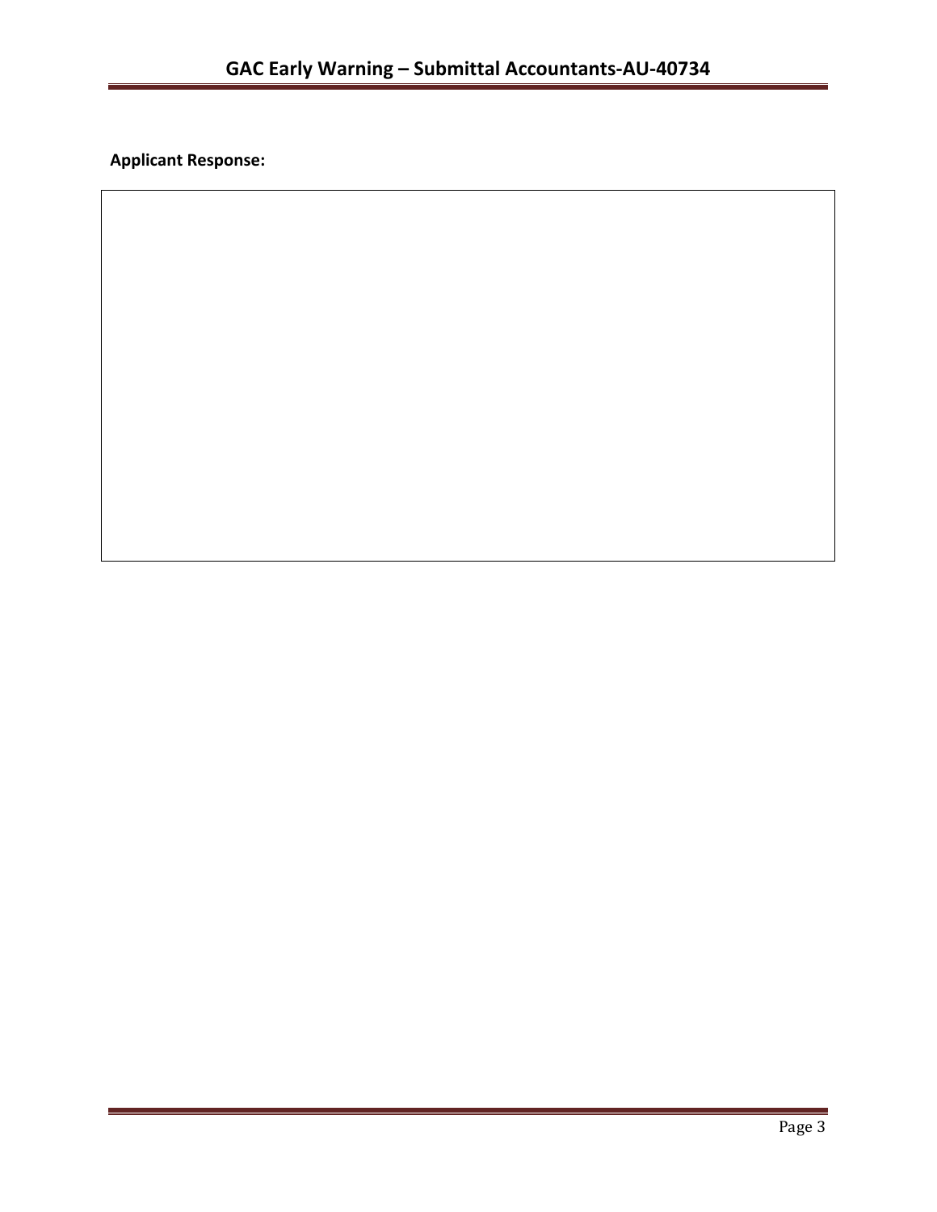**Applicant Response:**